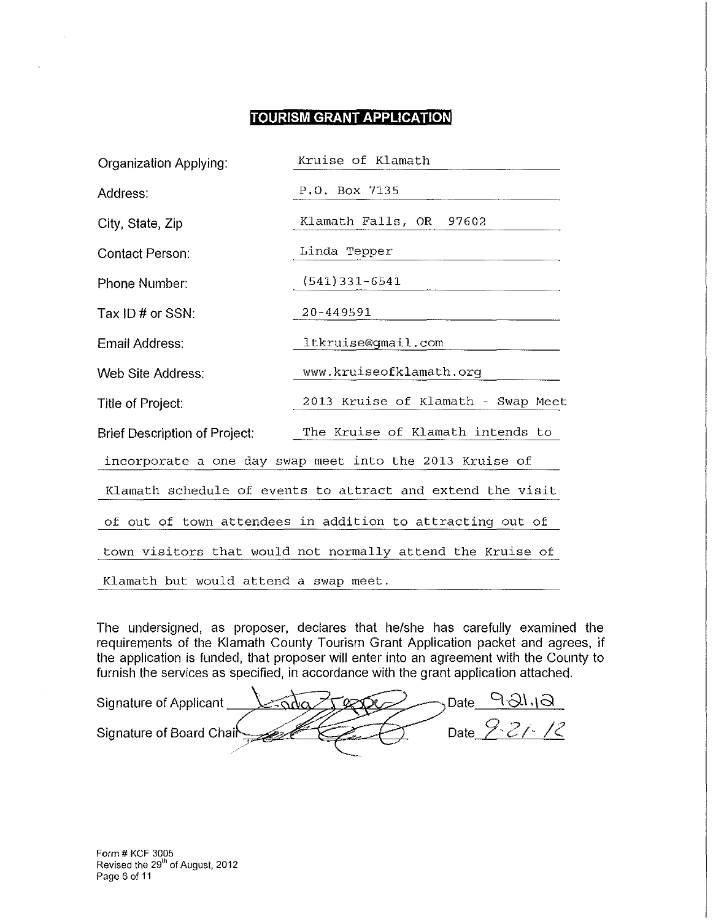# TOURISM GRANT APPLICATION

Organization Applying: Kruise of Klamath

Address: P.O. Box 7135

City, State, Zip: Klamath Falls, OR 97602

Contact Person: Linda Tepper

Phone Number: (541)331-6541

Tax ID # or SSN: 20-449591

Email Address: ltkruise@gmail.com

Web Site Address: www.kruiseofklamath.org

Title of Project: 2013 Kruise of Klamath - Swap Meet

Brief Description of Project: The Kruise of Klamath intends to incorporate a one day swap meet into the 2013 Kruise of Klamath schedule of events to attract and extend the visit of out of town attendees in addition to attracting out of town visitors that would not normally attend the Kruise of Klamath but would attend a swap meet.

The undersigned, as proposer, declares that he/she has carefully examined the requirements of the Klamath County Tourism Grant Application packet and agrees, if the application is funded, that proposer will enter into an agreement with the County to furnish the services as specified, in accordance with the grant application attached.

Signature of Applicant: Linda Tepper Date: 9.21.12

Signature of Board Chair: [signature] Date: 9.21.12

Form # KCF 3005
Revised the 29th of August, 2012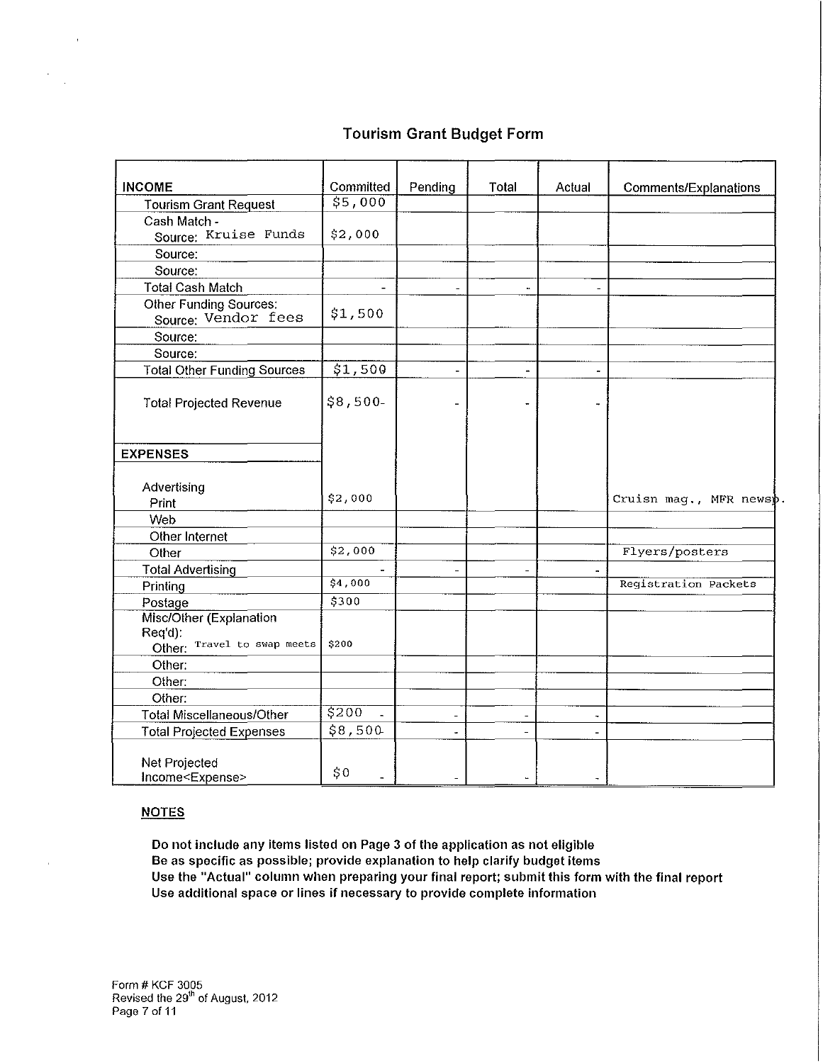## Tourism Grant Budget Form

| INCOME | Committed | Pending | Total | Actual | Comments/Explanations |
|---|---|---|---|---|---|
| Tourism Grant Request | $5,000 | | | | |
| Cash Match - Source: Kruise Funds | $2,000 | | | | |
| Source: | | | | | |
| Source: | | | | | |
| Total Cash Match | - | - | - | - | |
| Other Funding Sources: Source: Vendor fees | $1,500 | | | | |
| Source: | | | | | |
| Source: | | | | | |
| Total Other Funding Sources | $1,500 | - | - | - | |
| Total Projected Revenue | $8,500- | - | - | - | |
| **EXPENSES** | | | | | |
| Advertising Print | $2,000 | | | | Cruisn mag., MFR newsp. |
| Web | | | | | |
| Other Internet | | | | | |
| Other | $2,000 | | | | Flyers/posters |
| Total Advertising | - | - | - | - | |
| Printing | $4,000 | | | | Registration Packets |
| Postage | $300 | | | | |
| Misc/Other (Explanation Req'd): Other: Travel to swap meets | $200 | | | | |
| Other: | | | | | |
| Other: | | | | | |
| Other: | | | | | |
| Total Miscellaneous/Other | $200 - | - | - | - | |
| Total Projected Expenses | $8,500 | - | - | - | |
| Net Projected Income<Expense> | $0 - | - | - | - | |

**NOTES**

**Do not include any items listed on Page 3 of the application as not eligible**
**Be as specific as possible; provide explanation to help clarify budget items**
**Use the "Actual" column when preparing your final report; submit this form with the final report**
**Use additional space or lines if necessary to provide complete information**

Form # KCF 3005
Revised the 29th of August, 2012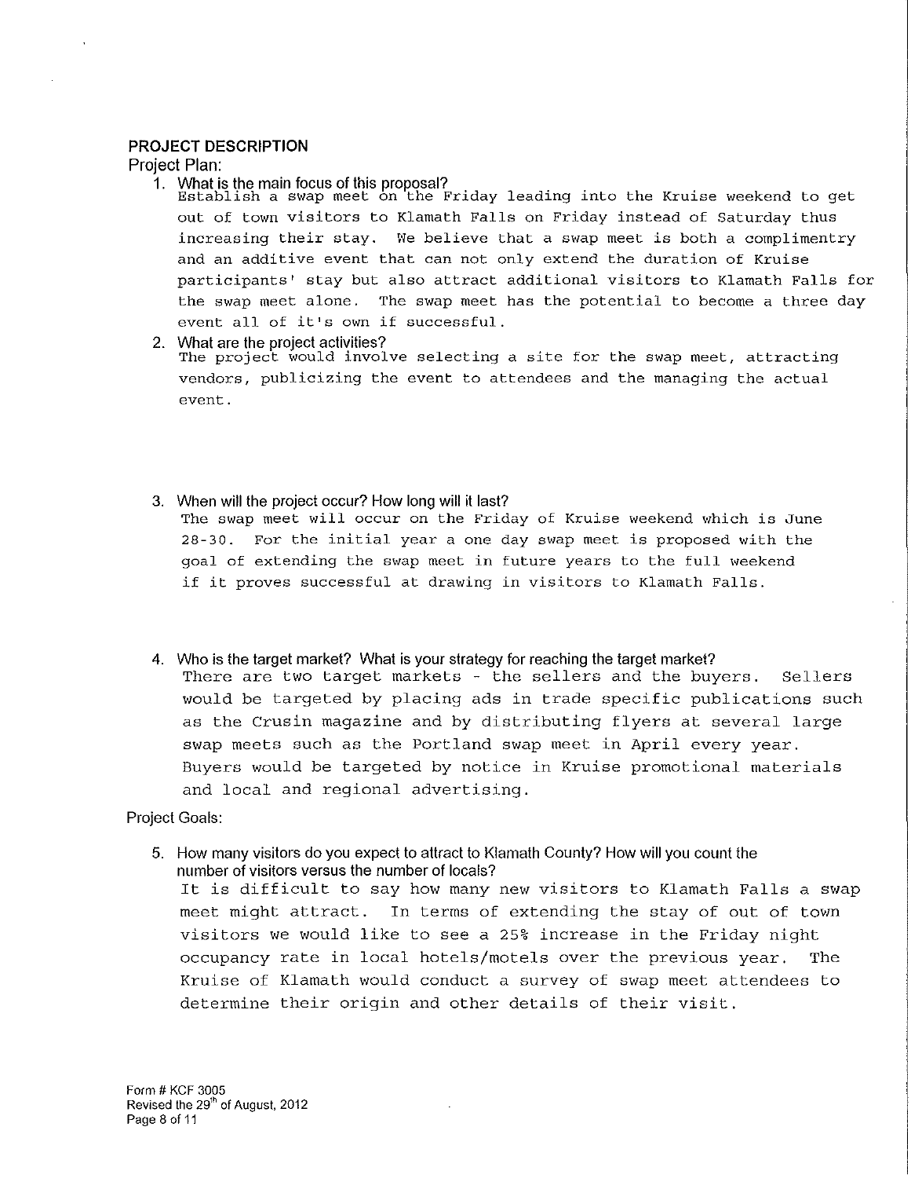## PROJECT DESCRIPTION

Project Plan:

1. What is the main focus of this proposal?
   Establish a swap meet on the Friday leading into the Kruise weekend to get out of town visitors to Klamath Falls on Friday instead of Saturday thus increasing their stay. We believe that a swap meet is both a complimentry and an additive event that can not only extend the duration of Kruise participants' stay but also attract additional visitors to Klamath Falls for the swap meet alone. The swap meet has the potential to become a three day event all of it's own if successful.

2. What are the project activities?
   The project would involve selecting a site for the swap meet, attracting vendors, publicizing the event to attendees and the managing the actual event.

3. When will the project occur? How long will it last?
   The swap meet will occur on the Friday of Kruise weekend which is June 28-30. For the initial year a one day swap meet is proposed with the goal of extending the swap meet in future years to the full weekend if it proves successful at drawing in visitors to Klamath Falls.

4. Who is the target market? What is your strategy for reaching the target market?
   There are two target markets - the sellers and the buyers. Sellers would be targeted by placing ads in trade specific publications such as the Crusin magazine and by distributing flyers at several large swap meets such as the Portland swap meet in April every year. Buyers would be targeted by notice in Kruise promotional materials and local and regional advertising.

Project Goals:

5. How many visitors do you expect to attract to Klamath County? How will you count the number of visitors versus the number of locals?
   It is difficult to say how many new visitors to Klamath Falls a swap meet might attract. In terms of extending the stay of out of town visitors we would like to see a 25% increase in the Friday night occupancy rate in local hotels/motels over the previous year. The Kruise of Klamath would conduct a survey of swap meet attendees to determine their origin and other details of their visit.

Form # KCF 3005
Revised the 29th of August, 2012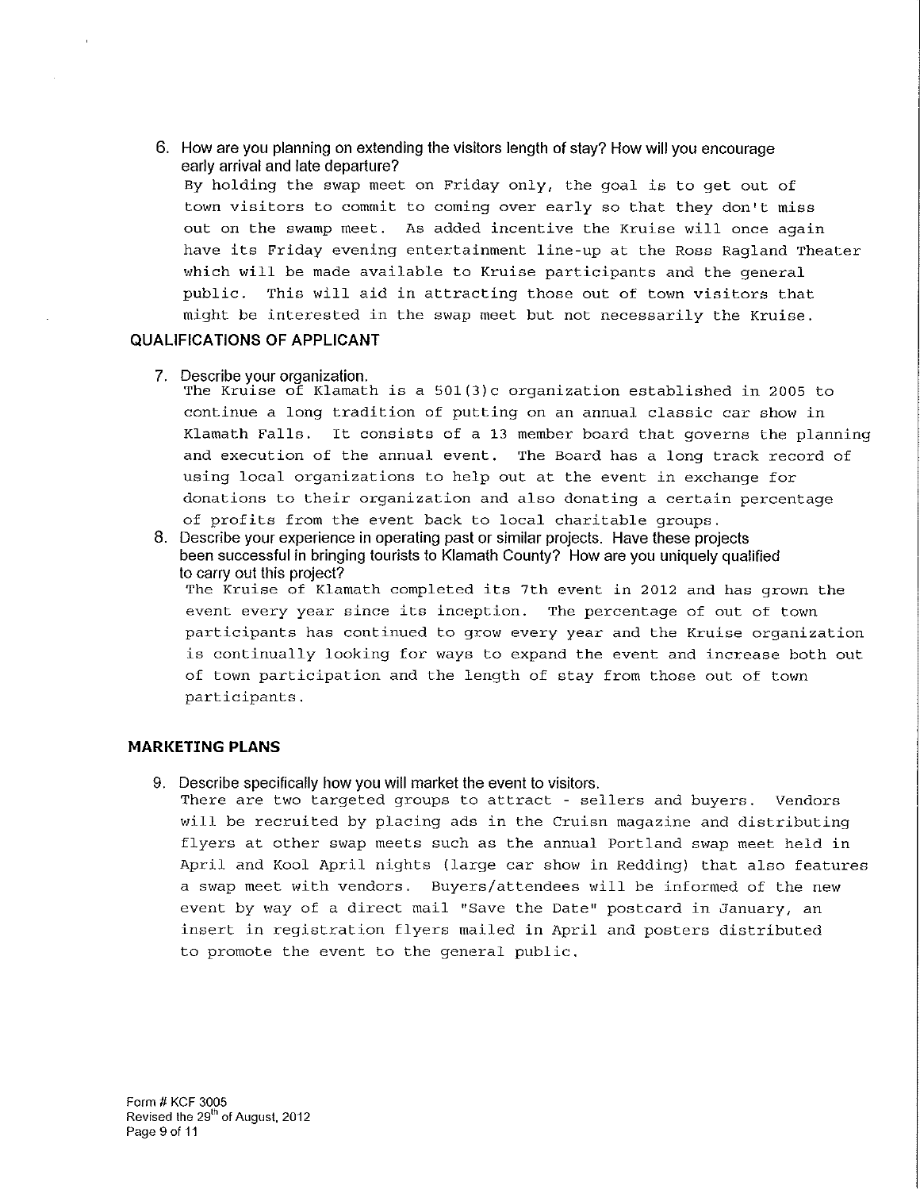6. How are you planning on extending the visitors length of stay? How will you encourage early arrival and late departure?

   By holding the swap meet on Friday only, the goal is to get out of town visitors to commit to coming over early so that they don't miss out on the swamp meet. As added incentive the Kruise will once again have its Friday evening entertainment line-up at the Ross Ragland Theater which will be made available to Kruise participants and the general public. This will aid in attracting those out of town visitors that might be interested in the swap meet but not necessarily the Kruise.

## QUALIFICATIONS OF APPLICANT

7. Describe your organization.

   The Kruise of Klamath is a 501(3)c organization established in 2005 to continue a long tradition of putting on an annual classic car show in Klamath Falls. It consists of a 13 member board that governs the planning and execution of the annual event. The Board has a long track record of using local organizations to help out at the event in exchange for donations to their organization and also donating a certain percentage of profits from the event back to local charitable groups.

8. Describe your experience in operating past or similar projects. Have these projects been successful in bringing tourists to Klamath County? How are you uniquely qualified to carry out this project?

   The Kruise of Klamath completed its 7th event in 2012 and has grown the event every year since its inception. The percentage of out of town participants has continued to grow every year and the Kruise organization is continually looking for ways to expand the event and increase both out of town participation and the length of stay from those out of town participants.

## MARKETING PLANS

9. Describe specifically how you will market the event to visitors.

   There are two targeted groups to attract - sellers and buyers. Vendors will be recruited by placing ads in the Cruisn magazine and distributing flyers at other swap meets such as the annual Portland swap meet held in April and Kool April nights (large car show in Redding) that also features a swap meet with vendors. Buyers/attendees will be informed of the new event by way of a direct mail "Save the Date" postcard in January, an insert in registration flyers mailed in April and posters distributed to promote the event to the general public.

Form # KCF 3005
Revised the 29th of August, 2012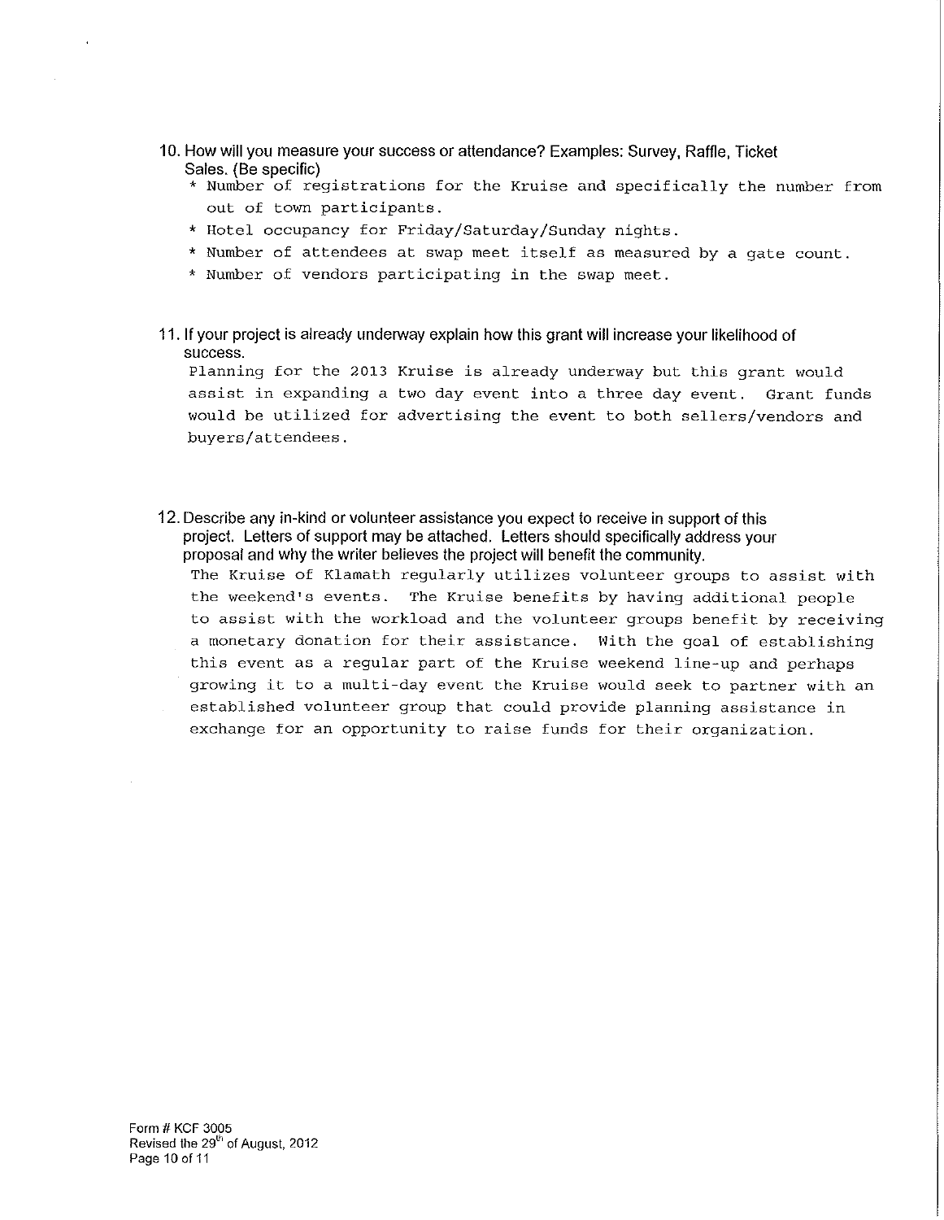10. How will you measure your success or attendance? Examples: Survey, Raffle, Ticket Sales. (Be specific)

    * Number of registrations for the Kruise and specifically the number from out of town participants.
    * Hotel occupancy for Friday/Saturday/Sunday nights.
    * Number of attendees at swap meet itself as measured by a gate count.
    * Number of vendors participating in the swap meet.

11. If your project is already underway explain how this grant will increase your likelihood of success.

    Planning for the 2013 Kruise is already underway but this grant would assist in expanding a two day event into a three day event. Grant funds would be utilized for advertising the event to both sellers/vendors and buyers/attendees.

12. Describe any in-kind or volunteer assistance you expect to receive in support of this project. Letters of support may be attached. Letters should specifically address your proposal and why the writer believes the project will benefit the community.

    The Kruise of Klamath regularly utilizes volunteer groups to assist with the weekend's events. The Kruise benefits by having additional people to assist with the workload and the volunteer groups benefit by receiving a monetary donation for their assistance. With the goal of establishing this event as a regular part of the Kruise weekend line-up and perhaps growing it to a multi-day event the Kruise would seek to partner with an established volunteer group that could provide planning assistance in exchange for an opportunity to raise funds for their organization.

Form # KCF 3005
Revised the 29th of August, 2012